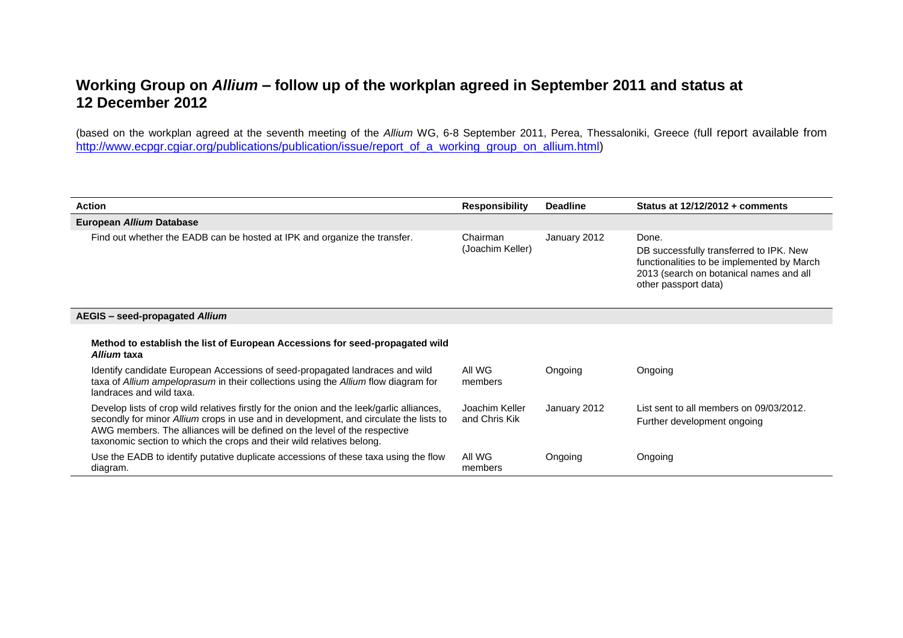# Working Group on *Allium* – follow up of the workplan agreed in September 2011 and status at 12 December 2012

(based on the workplan agreed at the seventh meeting of the *Allium* WG, 6-8 September 2011, Perea, Thessaloniki, Greece (full report available from [http://www.ecpgr.cgiar.org/publications/publication/issue/report_of_a_working_group_on_allium.html](http://www.ecpgr.cgiar.org/publications/publication/issue/report_of_a_working_group_on_allium.html))

| Action | Responsibility | Deadline | Status at 12/12/2012 + comments |
|---|---|---|---|
| **European *Allium* Database** | | | |
| Find out whether the EADB can be hosted at IPK and organize the transfer. | Chairman (Joachim Keller) | January 2012 | Done.<br>DB successfully transferred to IPK. New functionalities to be implemented by March 2013 (search on botanical names and all other passport data) |
| **AEGIS – seed-propagated *Allium*** | | | |
| **Method to establish the list of European Accessions for seed-propagated wild *Allium* taxa** | | | |
| Identify candidate European Accessions of seed-propagated landraces and wild taxa of *Allium ampeloprasum* in their collections using the *Allium* flow diagram for landraces and wild taxa. | All WG members | Ongoing | Ongoing |
| Develop lists of crop wild relatives firstly for the onion and the leek/garlic alliances, secondly for minor *Allium* crops in use and in development, and circulate the lists to AWG members. The alliances will be defined on the level of the respective taxonomic section to which the crops and their wild relatives belong. | Joachim Keller and Chris Kik | January 2012 | List sent to all members on 09/03/2012.<br>Further development ongoing |
| Use the EADB to identify putative duplicate accessions of these taxa using the flow diagram. | All WG members | Ongoing | Ongoing |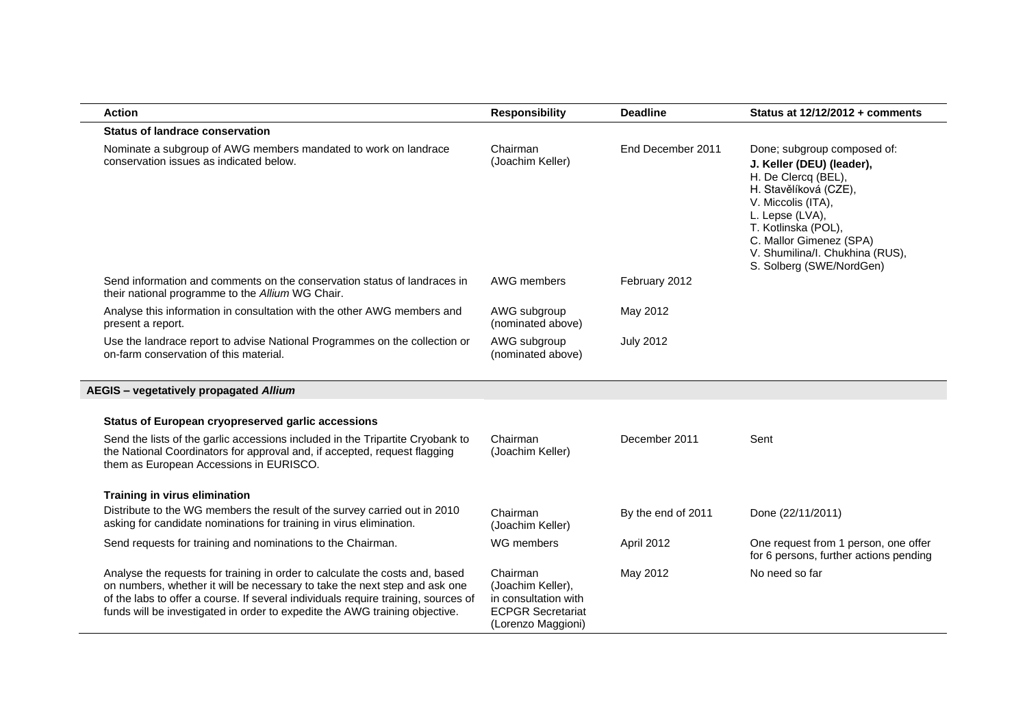| Action | Responsibility | Deadline | Status at 12/12/2012 + comments |
|---|---|---|---|
| **Status of landrace conservation** | | | |
| Nominate a subgroup of AWG members mandated to work on landrace conservation issues as indicated below. | Chairman (Joachim Keller) | End December 2011 | Done; subgroup composed of: **J. Keller (DEU) (leader),** H. De Clercq (BEL), H. Stavělíková (CZE), V. Miccolis (ITA), L. Lepse (LVA), T. Kotlinska (POL), C. Mallor Gimenez (SPA) V. Shumilina/I. Chukhina (RUS), S. Solberg (SWE/NordGen) |
| Send information and comments on the conservation status of landraces in their national programme to the *Allium* WG Chair. | AWG members | February 2012 | |
| Analyse this information in consultation with the other AWG members and present a report. | AWG subgroup (nominated above) | May 2012 | |
| Use the landrace report to advise National Programmes on the collection or on-farm conservation of this material. | AWG subgroup (nominated above) | July 2012 | |
| **AEGIS – vegetatively propagated *Allium*** | | | |
| **Status of European cryopreserved garlic accessions** | | | |
| Send the lists of the garlic accessions included in the Tripartite Cryobank to the National Coordinators for approval and, if accepted, request flagging them as European Accessions in EURISCO. | Chairman (Joachim Keller) | December 2011 | Sent |
| **Training in virus elimination** | | | |
| Distribute to the WG members the result of the survey carried out in 2010 asking for candidate nominations for training in virus elimination. | Chairman (Joachim Keller) | By the end of 2011 | Done (22/11/2011) |
| Send requests for training and nominations to the Chairman. | WG members | April 2012 | One request from 1 person, one offer for 6 persons, further actions pending |
| Analyse the requests for training in order to calculate the costs and, based on numbers, whether it will be necessary to take the next step and ask one of the labs to offer a course. If several individuals require training, sources of funds will be investigated in order to expedite the AWG training objective. | Chairman (Joachim Keller), in consultation with ECPGR Secretariat (Lorenzo Maggioni) | May 2012 | No need so far |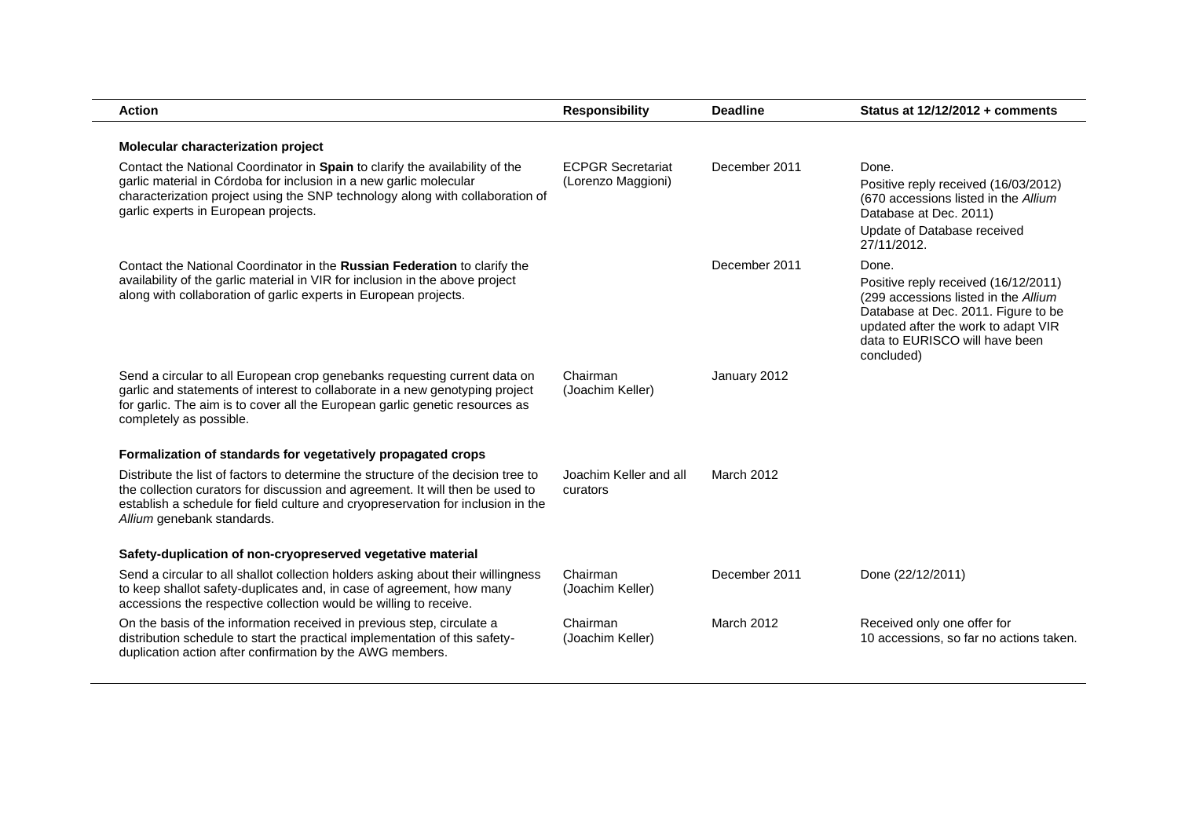| Action | Responsibility | Deadline | Status at 12/12/2012 + comments |
|---|---|---|---|
| **Molecular characterization project** | | | |
| Contact the National Coordinator in **Spain** to clarify the availability of the garlic material in Córdoba for inclusion in a new garlic molecular characterization project using the SNP technology along with collaboration of garlic experts in European projects. | ECPGR Secretariat (Lorenzo Maggioni) | December 2011 | Done. Positive reply received (16/03/2012) (670 accessions listed in the *Allium* Database at Dec. 2011) Update of Database received 27/11/2012. |
| Contact the National Coordinator in the **Russian Federation** to clarify the availability of the garlic material in VIR for inclusion in the above project along with collaboration of garlic experts in European projects. | | December 2011 | Done. Positive reply received (16/12/2011) (299 accessions listed in the *Allium* Database at Dec. 2011. Figure to be updated after the work to adapt VIR data to EURISCO will have been concluded) |
| Send a circular to all European crop genebanks requesting current data on garlic and statements of interest to collaborate in a new genotyping project for garlic. The aim is to cover all the European garlic genetic resources as completely as possible. | Chairman (Joachim Keller) | January 2012 | |
| **Formalization of standards for vegetatively propagated crops** | | | |
| Distribute the list of factors to determine the structure of the decision tree to the collection curators for discussion and agreement. It will then be used to establish a schedule for field culture and cryopreservation for inclusion in the *Allium* genebank standards. | Joachim Keller and all curators | March 2012 | |
| **Safety-duplication of non-cryopreserved vegetative material** | | | |
| Send a circular to all shallot collection holders asking about their willingness to keep shallot safety-duplicates and, in case of agreement, how many accessions the respective collection would be willing to receive. | Chairman (Joachim Keller) | December 2011 | Done (22/12/2011) |
| On the basis of the information received in previous step, circulate a distribution schedule to start the practical implementation of this safety-duplication action after confirmation by the AWG members. | Chairman (Joachim Keller) | March 2012 | Received only one offer for 10 accessions, so far no actions taken. |